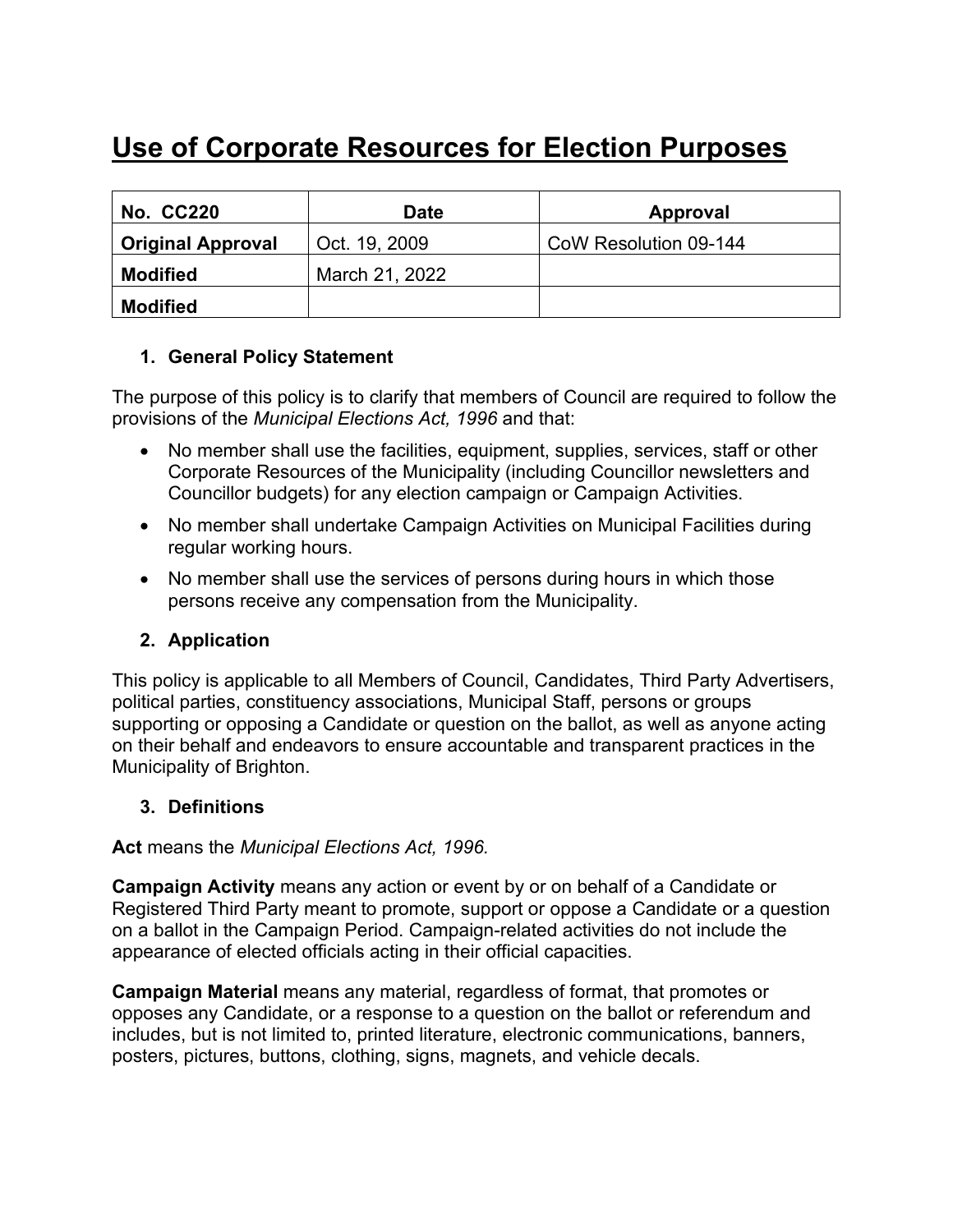# Use of Corporate Resources for Election Purposes

| No. CC220 | Date | Approval |
| --- | --- | --- |
| Original Approval | Oct. 19, 2009 | CoW Resolution 09-144 |
| Modified | March 21, 2022 | |
| Modified | | |

## 1. General Policy Statement

The purpose of this policy is to clarify that members of Council are required to follow the provisions of the *Municipal Elections Act, 1996* and that:

- No member shall use the facilities, equipment, supplies, services, staff or other Corporate Resources of the Municipality (including Councillor newsletters and Councillor budgets) for any election campaign or Campaign Activities.
- No member shall undertake Campaign Activities on Municipal Facilities during regular working hours.
- No member shall use the services of persons during hours in which those persons receive any compensation from the Municipality.

## 2. Application

This policy is applicable to all Members of Council, Candidates, Third Party Advertisers, political parties, constituency associations, Municipal Staff, persons or groups supporting or opposing a Candidate or question on the ballot, as well as anyone acting on their behalf and endeavors to ensure accountable and transparent practices in the Municipality of Brighton.

## 3. Definitions

**Act** means the *Municipal Elections Act, 1996.*

**Campaign Activity** means any action or event by or on behalf of a Candidate or Registered Third Party meant to promote, support or oppose a Candidate or a question on a ballot in the Campaign Period. Campaign-related activities do not include the appearance of elected officials acting in their official capacities.

**Campaign Material** means any material, regardless of format, that promotes or opposes any Candidate, or a response to a question on the ballot or referendum and includes, but is not limited to, printed literature, electronic communications, banners, posters, pictures, buttons, clothing, signs, magnets, and vehicle decals.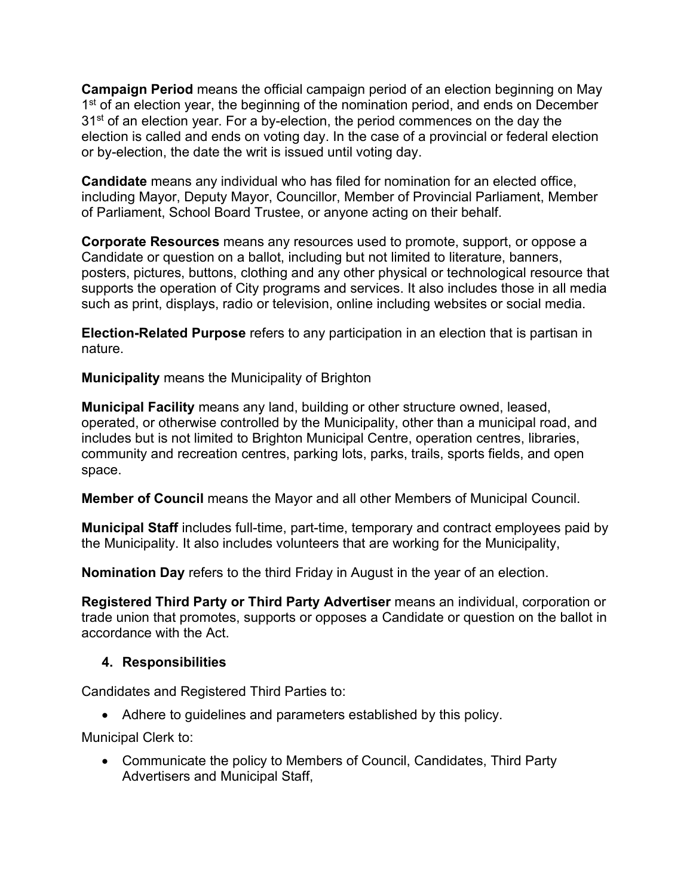**Campaign Period** means the official campaign period of an election beginning on May 1st of an election year, the beginning of the nomination period, and ends on December 31st of an election year. For a by-election, the period commences on the day the election is called and ends on voting day. In the case of a provincial or federal election or by-election, the date the writ is issued until voting day.

**Candidate** means any individual who has filed for nomination for an elected office, including Mayor, Deputy Mayor, Councillor, Member of Provincial Parliament, Member of Parliament, School Board Trustee, or anyone acting on their behalf.

**Corporate Resources** means any resources used to promote, support, or oppose a Candidate or question on a ballot, including but not limited to literature, banners, posters, pictures, buttons, clothing and any other physical or technological resource that supports the operation of City programs and services. It also includes those in all media such as print, displays, radio or television, online including websites or social media.

**Election-Related Purpose** refers to any participation in an election that is partisan in nature.

**Municipality** means the Municipality of Brighton

**Municipal Facility** means any land, building or other structure owned, leased, operated, or otherwise controlled by the Municipality, other than a municipal road, and includes but is not limited to Brighton Municipal Centre, operation centres, libraries, community and recreation centres, parking lots, parks, trails, sports fields, and open space.

**Member of Council** means the Mayor and all other Members of Municipal Council.

**Municipal Staff** includes full-time, part-time, temporary and contract employees paid by the Municipality. It also includes volunteers that are working for the Municipality,

**Nomination Day** refers to the third Friday in August in the year of an election.

**Registered Third Party or Third Party Advertiser** means an individual, corporation or trade union that promotes, supports or opposes a Candidate or question on the ballot in accordance with the Act.

## 4. Responsibilities

Candidates and Registered Third Parties to:

- Adhere to guidelines and parameters established by this policy.

Municipal Clerk to:

- Communicate the policy to Members of Council, Candidates, Third Party Advertisers and Municipal Staff,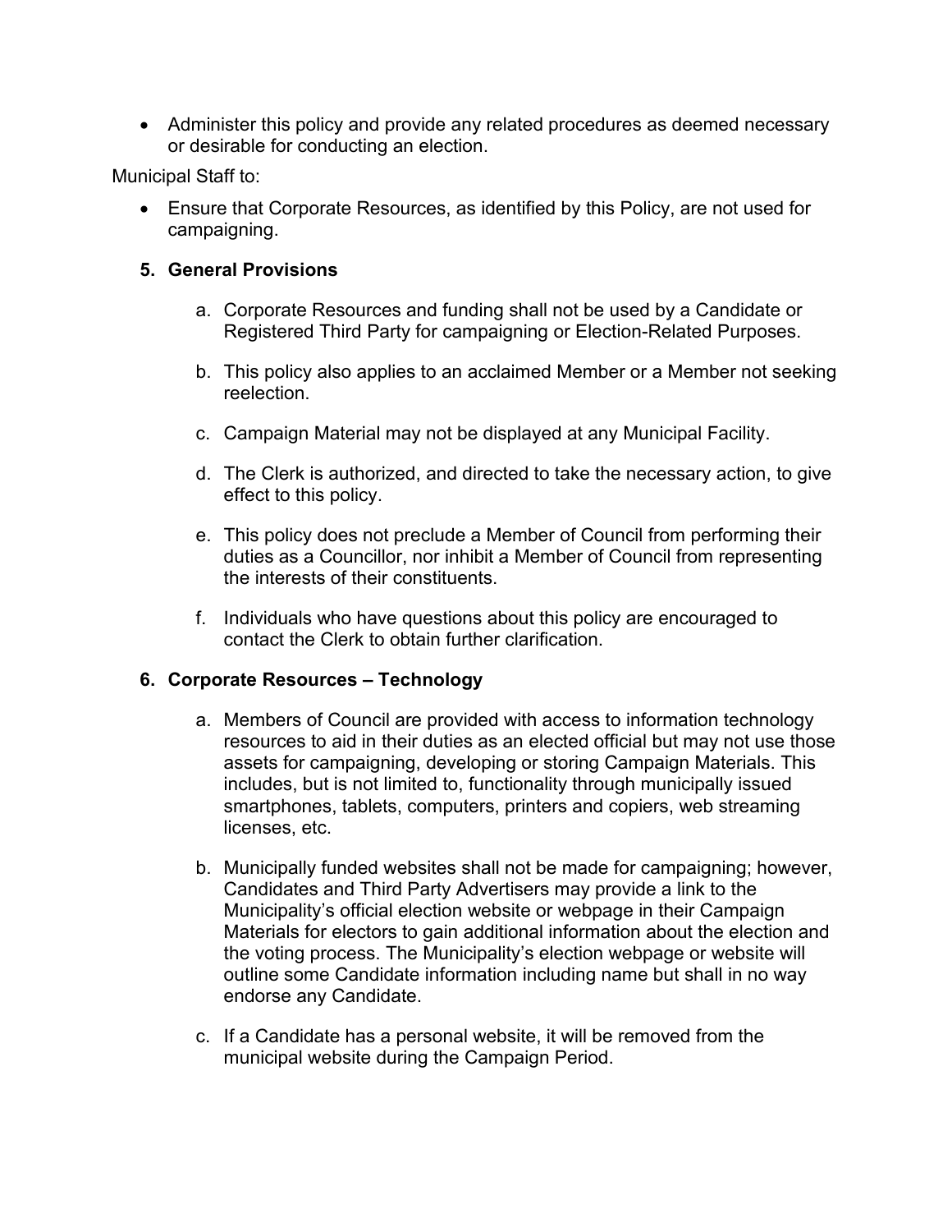- Administer this policy and provide any related procedures as deemed necessary or desirable for conducting an election.

Municipal Staff to:

- Ensure that Corporate Resources, as identified by this Policy, are not used for campaigning.

## 5. General Provisions

a. Corporate Resources and funding shall not be used by a Candidate or Registered Third Party for campaigning or Election-Related Purposes.

b. This policy also applies to an acclaimed Member or a Member not seeking reelection.

c. Campaign Material may not be displayed at any Municipal Facility.

d. The Clerk is authorized, and directed to take the necessary action, to give effect to this policy.

e. This policy does not preclude a Member of Council from performing their duties as a Councillor, nor inhibit a Member of Council from representing the interests of their constituents.

f. Individuals who have questions about this policy are encouraged to contact the Clerk to obtain further clarification.

## 6. Corporate Resources – Technology

a. Members of Council are provided with access to information technology resources to aid in their duties as an elected official but may not use those assets for campaigning, developing or storing Campaign Materials. This includes, but is not limited to, functionality through municipally issued smartphones, tablets, computers, printers and copiers, web streaming licenses, etc.

b. Municipally funded websites shall not be made for campaigning; however, Candidates and Third Party Advertisers may provide a link to the Municipality's official election website or webpage in their Campaign Materials for electors to gain additional information about the election and the voting process. The Municipality's election webpage or website will outline some Candidate information including name but shall in no way endorse any Candidate.

c. If a Candidate has a personal website, it will be removed from the municipal website during the Campaign Period.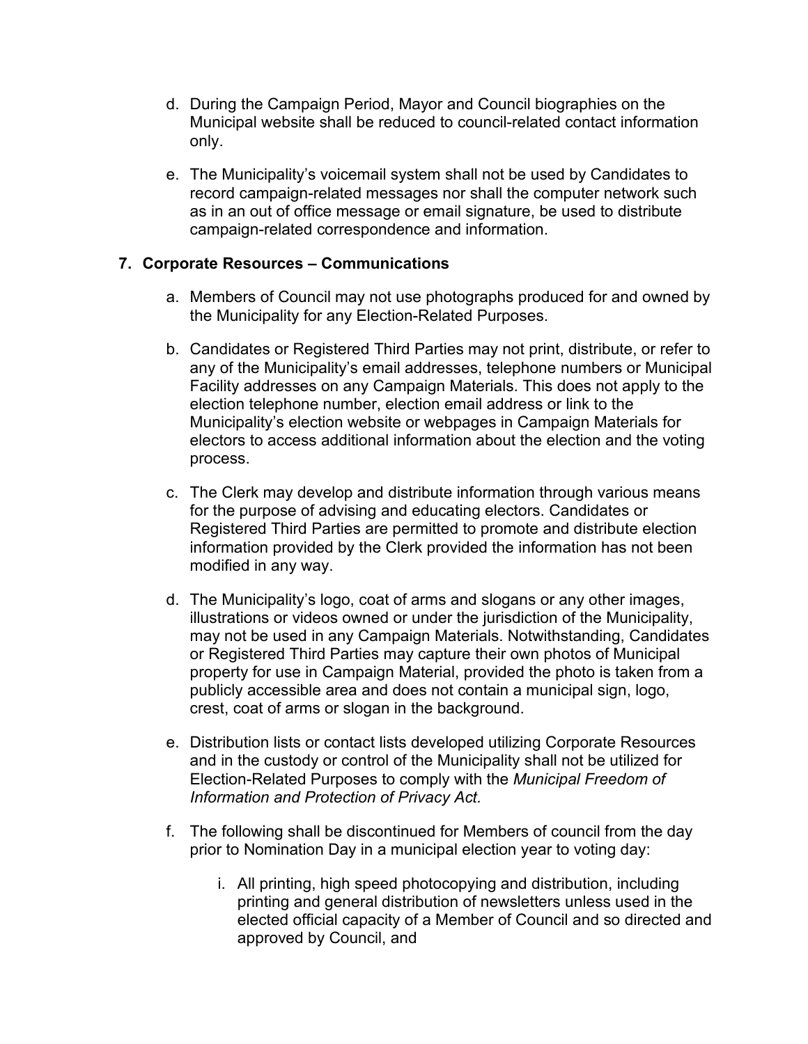d. During the Campaign Period, Mayor and Council biographies on the Municipal website shall be reduced to council-related contact information only.

e. The Municipality's voicemail system shall not be used by Candidates to record campaign-related messages nor shall the computer network such as in an out of office message or email signature, be used to distribute campaign-related correspondence and information.

## 7. Corporate Resources – Communications

a. Members of Council may not use photographs produced for and owned by the Municipality for any Election-Related Purposes.

b. Candidates or Registered Third Parties may not print, distribute, or refer to any of the Municipality's email addresses, telephone numbers or Municipal Facility addresses on any Campaign Materials. This does not apply to the election telephone number, election email address or link to the Municipality's election website or webpages in Campaign Materials for electors to access additional information about the election and the voting process.

c. The Clerk may develop and distribute information through various means for the purpose of advising and educating electors. Candidates or Registered Third Parties are permitted to promote and distribute election information provided by the Clerk provided the information has not been modified in any way.

d. The Municipality's logo, coat of arms and slogans or any other images, illustrations or videos owned or under the jurisdiction of the Municipality, may not be used in any Campaign Materials. Notwithstanding, Candidates or Registered Third Parties may capture their own photos of Municipal property for use in Campaign Material, provided the photo is taken from a publicly accessible area and does not contain a municipal sign, logo, crest, coat of arms or slogan in the background.

e. Distribution lists or contact lists developed utilizing Corporate Resources and in the custody or control of the Municipality shall not be utilized for Election-Related Purposes to comply with the *Municipal Freedom of Information and Protection of Privacy Act.*

f. The following shall be discontinued for Members of council from the day prior to Nomination Day in a municipal election year to voting day:

   i. All printing, high speed photocopying and distribution, including printing and general distribution of newsletters unless used in the elected official capacity of a Member of Council and so directed and approved by Council, and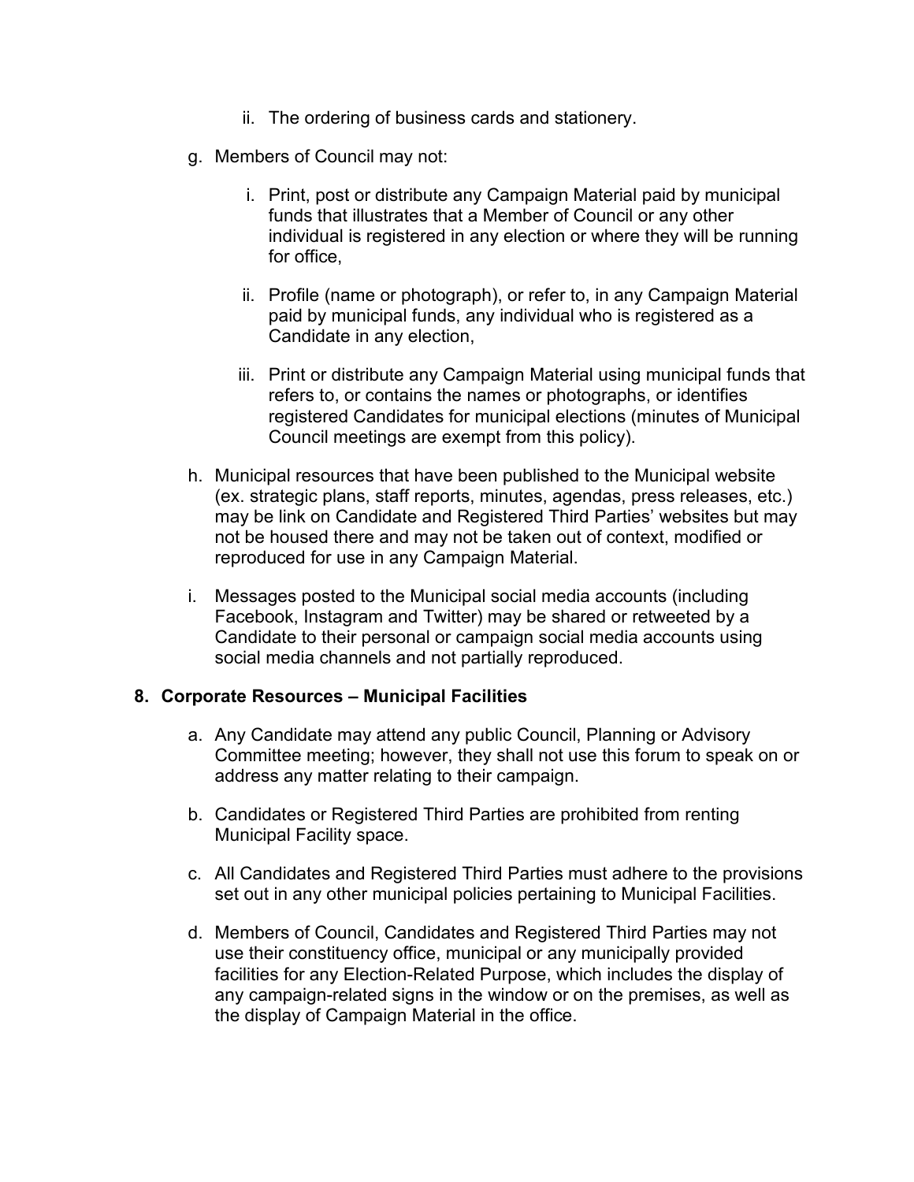ii. The ordering of business cards and stationery.

g. Members of Council may not:

   i. Print, post or distribute any Campaign Material paid by municipal funds that illustrates that a Member of Council or any other individual is registered in any election or where they will be running for office,

   ii. Profile (name or photograph), or refer to, in any Campaign Material paid by municipal funds, any individual who is registered as a Candidate in any election,

   iii. Print or distribute any Campaign Material using municipal funds that refers to, or contains the names or photographs, or identifies registered Candidates for municipal elections (minutes of Municipal Council meetings are exempt from this policy).

h. Municipal resources that have been published to the Municipal website (ex. strategic plans, staff reports, minutes, agendas, press releases, etc.) may be link on Candidate and Registered Third Parties' websites but may not be housed there and may not be taken out of context, modified or reproduced for use in any Campaign Material.

i. Messages posted to the Municipal social media accounts (including Facebook, Instagram and Twitter) may be shared or retweeted by a Candidate to their personal or campaign social media accounts using social media channels and not partially reproduced.

**8. Corporate Resources – Municipal Facilities**

a. Any Candidate may attend any public Council, Planning or Advisory Committee meeting; however, they shall not use this forum to speak on or address any matter relating to their campaign.

b. Candidates or Registered Third Parties are prohibited from renting Municipal Facility space.

c. All Candidates and Registered Third Parties must adhere to the provisions set out in any other municipal policies pertaining to Municipal Facilities.

d. Members of Council, Candidates and Registered Third Parties may not use their constituency office, municipal or any municipally provided facilities for any Election-Related Purpose, which includes the display of any campaign-related signs in the window or on the premises, as well as the display of Campaign Material in the office.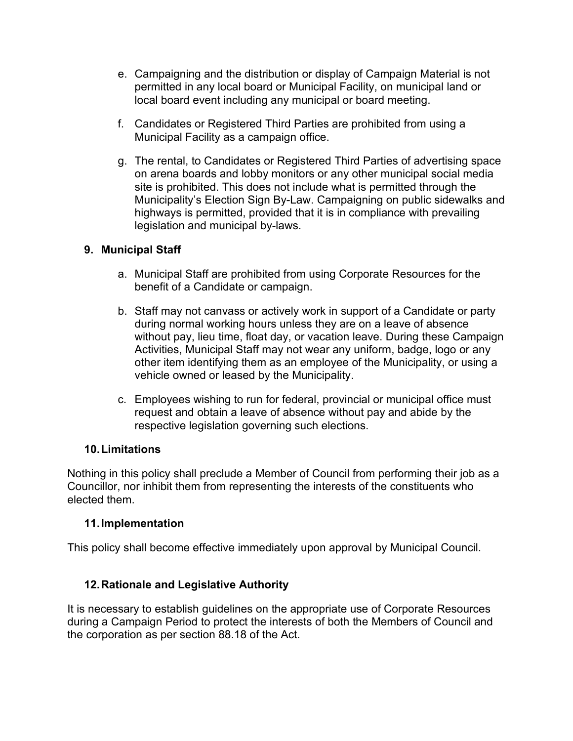e. Campaigning and the distribution or display of Campaign Material is not permitted in any local board or Municipal Facility, on municipal land or local board event including any municipal or board meeting.

f. Candidates or Registered Third Parties are prohibited from using a Municipal Facility as a campaign office.

g. The rental, to Candidates or Registered Third Parties of advertising space on arena boards and lobby monitors or any other municipal social media site is prohibited. This does not include what is permitted through the Municipality's Election Sign By-Law. Campaigning on public sidewalks and highways is permitted, provided that it is in compliance with prevailing legislation and municipal by-laws.

## 9. Municipal Staff

a. Municipal Staff are prohibited from using Corporate Resources for the benefit of a Candidate or campaign.

b. Staff may not canvass or actively work in support of a Candidate or party during normal working hours unless they are on a leave of absence without pay, lieu time, float day, or vacation leave. During these Campaign Activities, Municipal Staff may not wear any uniform, badge, logo or any other item identifying them as an employee of the Municipality, or using a vehicle owned or leased by the Municipality.

c. Employees wishing to run for federal, provincial or municipal office must request and obtain a leave of absence without pay and abide by the respective legislation governing such elections.

## 10. Limitations

Nothing in this policy shall preclude a Member of Council from performing their job as a Councillor, nor inhibit them from representing the interests of the constituents who elected them.

## 11. Implementation

This policy shall become effective immediately upon approval by Municipal Council.

## 12. Rationale and Legislative Authority

It is necessary to establish guidelines on the appropriate use of Corporate Resources during a Campaign Period to protect the interests of both the Members of Council and the corporation as per section 88.18 of the Act.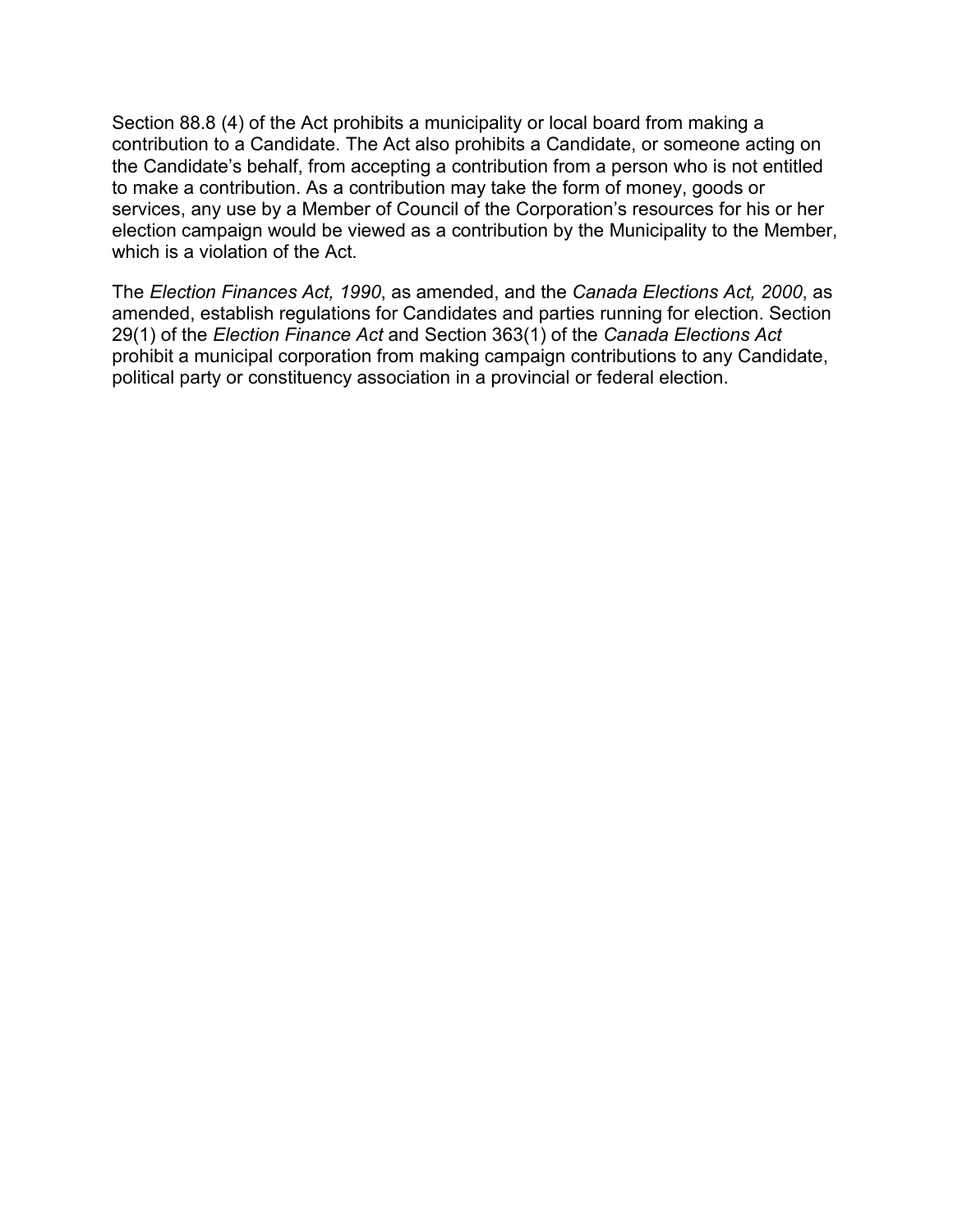Section 88.8 (4) of the Act prohibits a municipality or local board from making a contribution to a Candidate. The Act also prohibits a Candidate, or someone acting on the Candidate's behalf, from accepting a contribution from a person who is not entitled to make a contribution. As a contribution may take the form of money, goods or services, any use by a Member of Council of the Corporation's resources for his or her election campaign would be viewed as a contribution by the Municipality to the Member, which is a violation of the Act.

The *Election Finances Act, 1990*, as amended, and the *Canada Elections Act, 2000*, as amended, establish regulations for Candidates and parties running for election. Section 29(1) of the *Election Finance Act* and Section 363(1) of the *Canada Elections Act* prohibit a municipal corporation from making campaign contributions to any Candidate, political party or constituency association in a provincial or federal election.